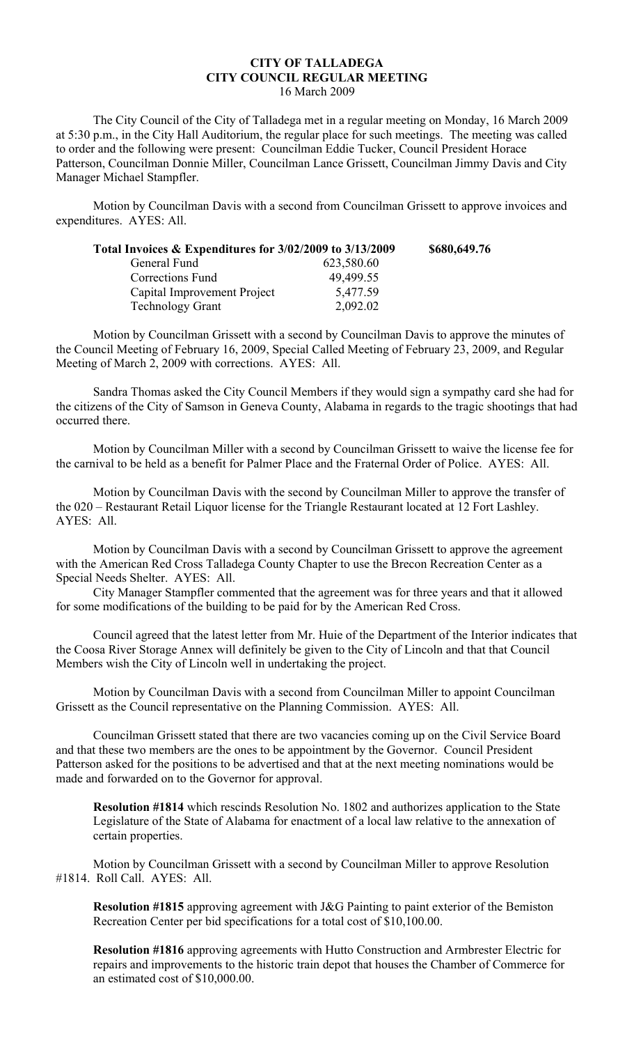# CITY OF TALLADEGA
## CITY COUNCIL REGULAR MEETING
16 March 2009

The City Council of the City of Talladega met in a regular meeting on Monday, 16 March 2009 at 5:30 p.m., in the City Hall Auditorium, the regular place for such meetings. The meeting was called to order and the following were present: Councilman Eddie Tucker, Council President Horace Patterson, Councilman Donnie Miller, Councilman Lance Grissett, Councilman Jimmy Davis and City Manager Michael Stampfler.

Motion by Councilman Davis with a second from Councilman Grissett to approve invoices and expenditures. AYES: All.

| **Total Invoices & Expenditures for 3/02/2009 to 3/13/2009** | | **$680,649.76** |
|---|---|---|
| General Fund | 623,580.60 | |
| Corrections Fund | 49,499.55 | |
| Capital Improvement Project | 5,477.59 | |
| Technology Grant | 2,092.02 | |

Motion by Councilman Grissett with a second by Councilman Davis to approve the minutes of the Council Meeting of February 16, 2009, Special Called Meeting of February 23, 2009, and Regular Meeting of March 2, 2009 with corrections. AYES: All.

Sandra Thomas asked the City Council Members if they would sign a sympathy card she had for the citizens of the City of Samson in Geneva County, Alabama in regards to the tragic shootings that had occurred there.

Motion by Councilman Miller with a second by Councilman Grissett to waive the license fee for the carnival to be held as a benefit for Palmer Place and the Fraternal Order of Police. AYES: All.

Motion by Councilman Davis with the second by Councilman Miller to approve the transfer of the 020 – Restaurant Retail Liquor license for the Triangle Restaurant located at 12 Fort Lashley. AYES: All.

Motion by Councilman Davis with a second by Councilman Grissett to approve the agreement with the American Red Cross Talladega County Chapter to use the Brecon Recreation Center as a Special Needs Shelter. AYES: All.

City Manager Stampfler commented that the agreement was for three years and that it allowed for some modifications of the building to be paid for by the American Red Cross.

Council agreed that the latest letter from Mr. Huie of the Department of the Interior indicates that the Coosa River Storage Annex will definitely be given to the City of Lincoln and that that Council Members wish the City of Lincoln well in undertaking the project.

Motion by Councilman Davis with a second from Councilman Miller to appoint Councilman Grissett as the Council representative on the Planning Commission. AYES: All.

Councilman Grissett stated that there are two vacancies coming up on the Civil Service Board and that these two members are the ones to be appointment by the Governor. Council President Patterson asked for the positions to be advertised and that at the next meeting nominations would be made and forwarded on to the Governor for approval.

**Resolution #1814** which rescinds Resolution No. 1802 and authorizes application to the State Legislature of the State of Alabama for enactment of a local law relative to the annexation of certain properties.

Motion by Councilman Grissett with a second by Councilman Miller to approve Resolution #1814. Roll Call. AYES: All.

**Resolution #1815** approving agreement with J&G Painting to paint exterior of the Bemiston Recreation Center per bid specifications for a total cost of $10,100.00.

**Resolution #1816** approving agreements with Hutto Construction and Armbrester Electric for repairs and improvements to the historic train depot that houses the Chamber of Commerce for an estimated cost of $10,000.00.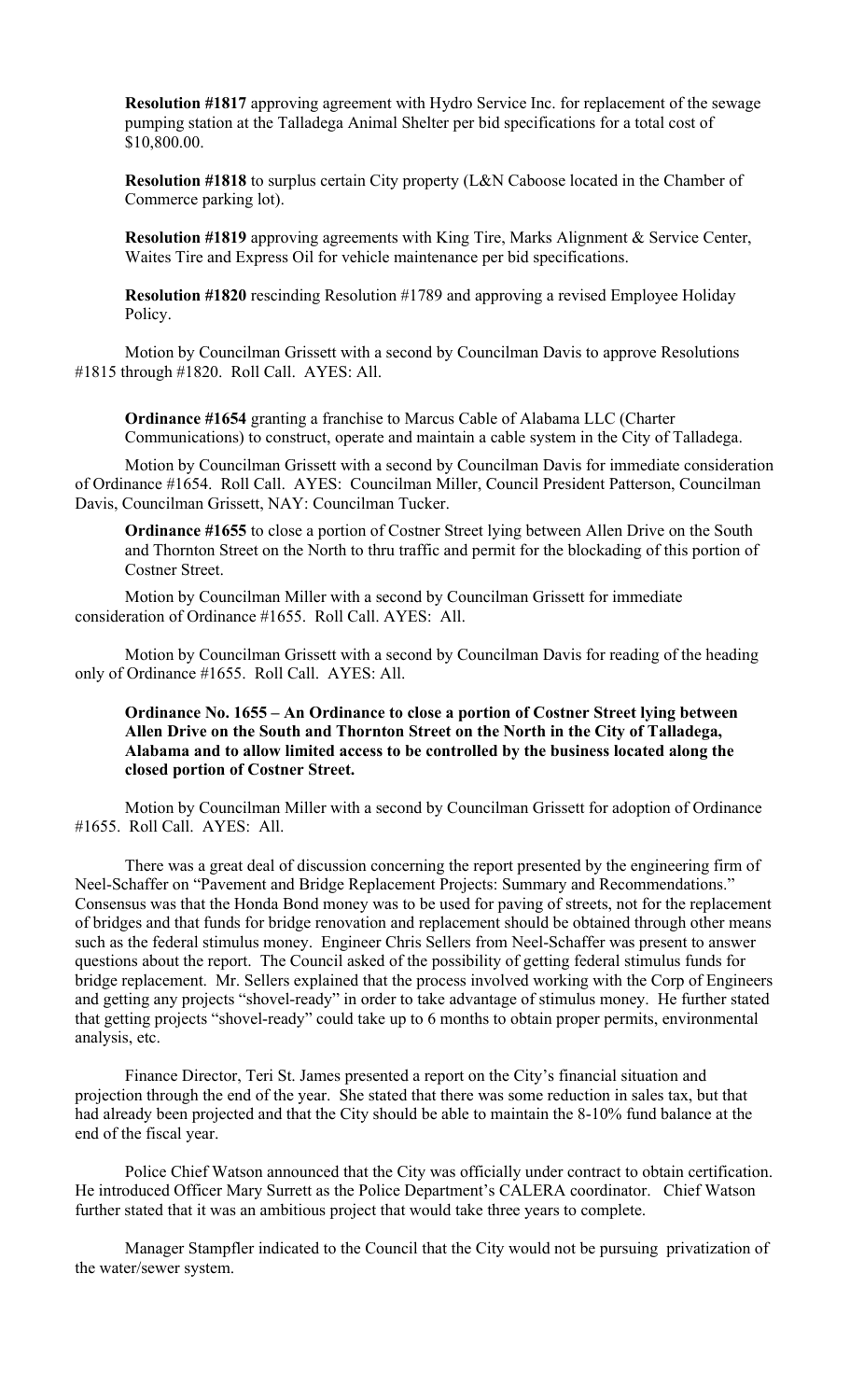**Resolution #1817** approving agreement with Hydro Service Inc. for replacement of the sewage pumping station at the Talladega Animal Shelter per bid specifications for a total cost of $10,800.00.

**Resolution #1818** to surplus certain City property (L&N Caboose located in the Chamber of Commerce parking lot).

**Resolution #1819** approving agreements with King Tire, Marks Alignment & Service Center, Waites Tire and Express Oil for vehicle maintenance per bid specifications.

**Resolution #1820** rescinding Resolution #1789 and approving a revised Employee Holiday Policy.

Motion by Councilman Grissett with a second by Councilman Davis to approve Resolutions #1815 through #1820. Roll Call. AYES: All.

**Ordinance #1654** granting a franchise to Marcus Cable of Alabama LLC (Charter Communications) to construct, operate and maintain a cable system in the City of Talladega.

Motion by Councilman Grissett with a second by Councilman Davis for immediate consideration of Ordinance #1654. Roll Call. AYES: Councilman Miller, Council President Patterson, Councilman Davis, Councilman Grissett, NAY: Councilman Tucker.

**Ordinance #1655** to close a portion of Costner Street lying between Allen Drive on the South and Thornton Street on the North to thru traffic and permit for the blockading of this portion of Costner Street.

Motion by Councilman Miller with a second by Councilman Grissett for immediate consideration of Ordinance #1655. Roll Call. AYES: All.

Motion by Councilman Grissett with a second by Councilman Davis for reading of the heading only of Ordinance #1655. Roll Call. AYES: All.

**Ordinance No. 1655 – An Ordinance to close a portion of Costner Street lying between Allen Drive on the South and Thornton Street on the North in the City of Talladega, Alabama and to allow limited access to be controlled by the business located along the closed portion of Costner Street.**

Motion by Councilman Miller with a second by Councilman Grissett for adoption of Ordinance #1655. Roll Call. AYES: All.

There was a great deal of discussion concerning the report presented by the engineering firm of Neel-Schaffer on "Pavement and Bridge Replacement Projects: Summary and Recommendations." Consensus was that the Honda Bond money was to be used for paving of streets, not for the replacement of bridges and that funds for bridge renovation and replacement should be obtained through other means such as the federal stimulus money. Engineer Chris Sellers from Neel-Schaffer was present to answer questions about the report. The Council asked of the possibility of getting federal stimulus funds for bridge replacement. Mr. Sellers explained that the process involved working with the Corp of Engineers and getting any projects "shovel-ready" in order to take advantage of stimulus money. He further stated that getting projects "shovel-ready" could take up to 6 months to obtain proper permits, environmental analysis, etc.

Finance Director, Teri St. James presented a report on the City's financial situation and projection through the end of the year. She stated that there was some reduction in sales tax, but that had already been projected and that the City should be able to maintain the 8-10% fund balance at the end of the fiscal year.

Police Chief Watson announced that the City was officially under contract to obtain certification. He introduced Officer Mary Surrett as the Police Department's CALERA coordinator. Chief Watson further stated that it was an ambitious project that would take three years to complete.

Manager Stampfler indicated to the Council that the City would not be pursuing privatization of the water/sewer system.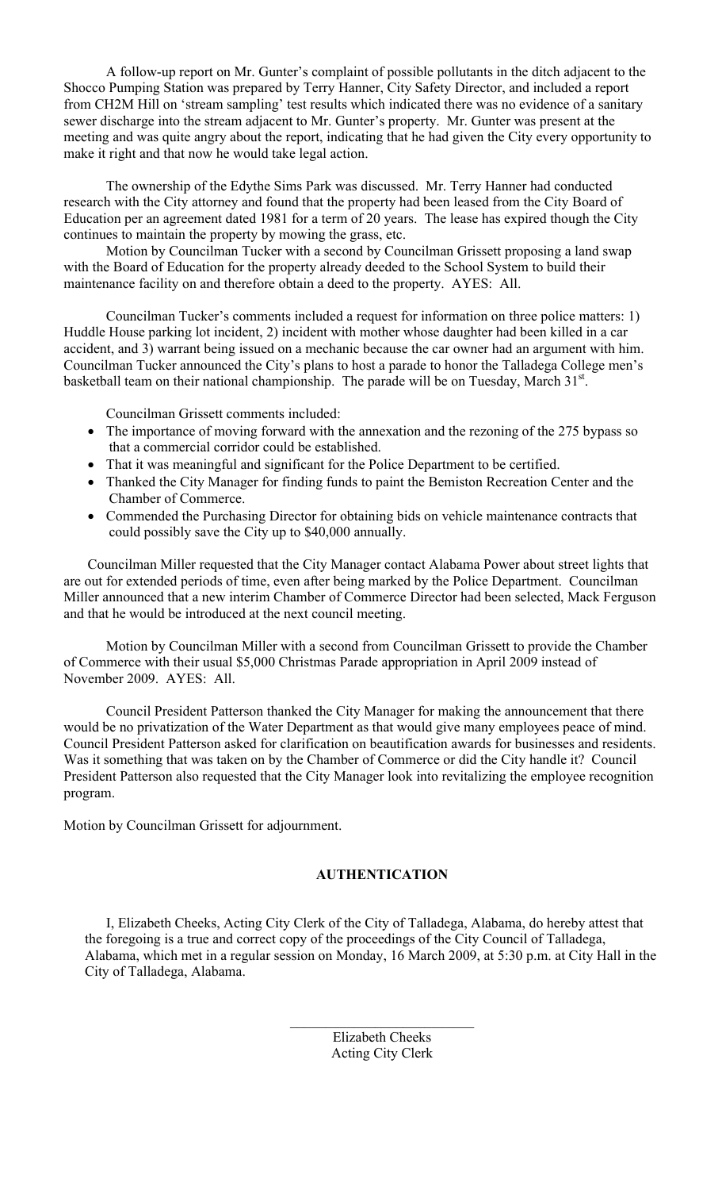A follow-up report on Mr. Gunter's complaint of possible pollutants in the ditch adjacent to the Shocco Pumping Station was prepared by Terry Hanner, City Safety Director, and included a report from CH2M Hill on 'stream sampling' test results which indicated there was no evidence of a sanitary sewer discharge into the stream adjacent to Mr. Gunter's property. Mr. Gunter was present at the meeting and was quite angry about the report, indicating that he had given the City every opportunity to make it right and that now he would take legal action.

The ownership of the Edythe Sims Park was discussed. Mr. Terry Hanner had conducted research with the City attorney and found that the property had been leased from the City Board of Education per an agreement dated 1981 for a term of 20 years. The lease has expired though the City continues to maintain the property by mowing the grass, etc.

Motion by Councilman Tucker with a second by Councilman Grissett proposing a land swap with the Board of Education for the property already deeded to the School System to build their maintenance facility on and therefore obtain a deed to the property. AYES: All.

Councilman Tucker's comments included a request for information on three police matters: 1) Huddle House parking lot incident, 2) incident with mother whose daughter had been killed in a car accident, and 3) warrant being issued on a mechanic because the car owner had an argument with him. Councilman Tucker announced the City's plans to host a parade to honor the Talladega College men's basketball team on their national championship. The parade will be on Tuesday, March 31st.

Councilman Grissett comments included:

- The importance of moving forward with the annexation and the rezoning of the 275 bypass so that a commercial corridor could be established.
- That it was meaningful and significant for the Police Department to be certified.
- Thanked the City Manager for finding funds to paint the Bemiston Recreation Center and the Chamber of Commerce.
- Commended the Purchasing Director for obtaining bids on vehicle maintenance contracts that could possibly save the City up to $40,000 annually.

Councilman Miller requested that the City Manager contact Alabama Power about street lights that are out for extended periods of time, even after being marked by the Police Department. Councilman Miller announced that a new interim Chamber of Commerce Director had been selected, Mack Ferguson and that he would be introduced at the next council meeting.

Motion by Councilman Miller with a second from Councilman Grissett to provide the Chamber of Commerce with their usual $5,000 Christmas Parade appropriation in April 2009 instead of November 2009. AYES: All.

Council President Patterson thanked the City Manager for making the announcement that there would be no privatization of the Water Department as that would give many employees peace of mind. Council President Patterson asked for clarification on beautification awards for businesses and residents. Was it something that was taken on by the Chamber of Commerce or did the City handle it? Council President Patterson also requested that the City Manager look into revitalizing the employee recognition program.

Motion by Councilman Grissett for adjournment.

## AUTHENTICATION

I, Elizabeth Cheeks, Acting City Clerk of the City of Talladega, Alabama, do hereby attest that the foregoing is a true and correct copy of the proceedings of the City Council of Talladega, Alabama, which met in a regular session on Monday, 16 March 2009, at 5:30 p.m. at City Hall in the City of Talladega, Alabama.

\_\_\_\_\_\_\_\_\_\_\_\_\_\_\_\_\_\_\_\_\_\_\_\_\_\_\_

Elizabeth Cheeks
Acting City Clerk